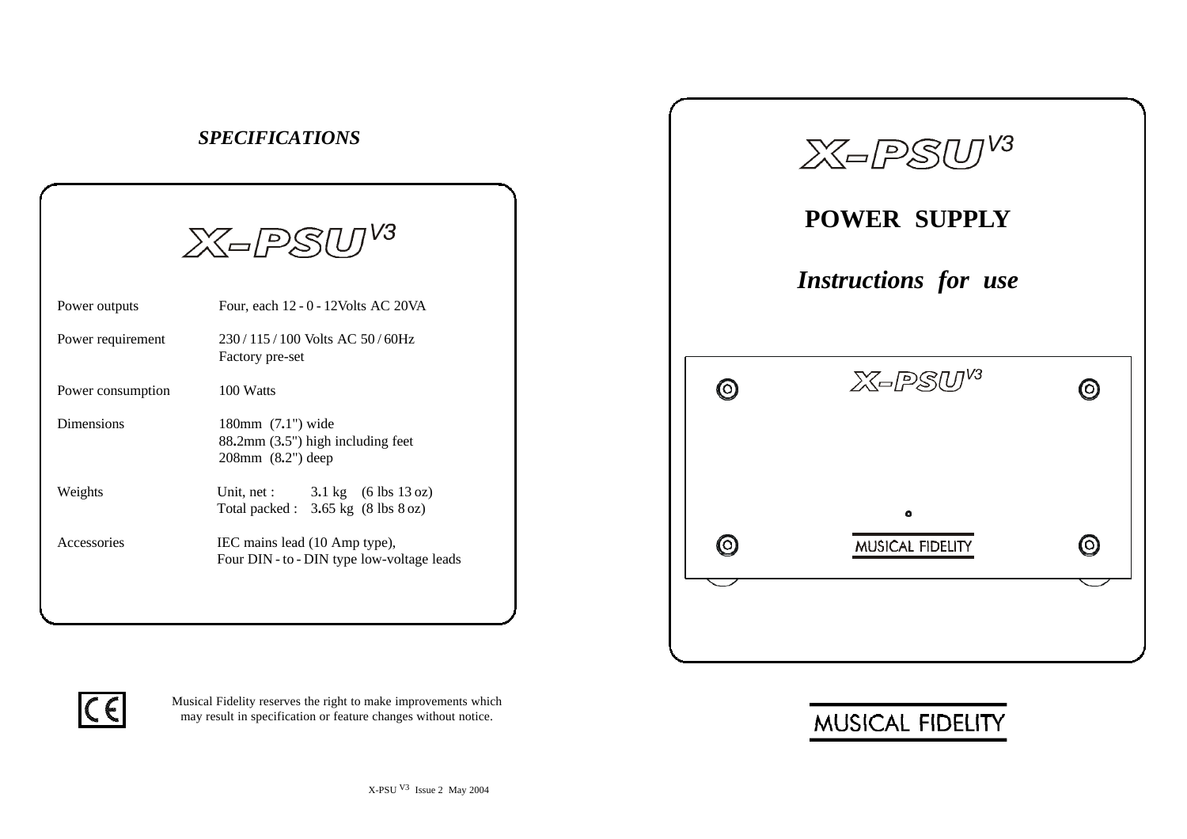## *SPECIFICATIONS*

### X-PSU V3

| | |
|---|---|
| Power outputs | Four, each 12 - 0 - 12Volts AC 20VA |
| Power requirement | 230 / 115 / 100 Volts AC 50 / 60Hz<br>Factory pre-set |
| Power consumption | 100 Watts |
| Dimensions | 180mm (7.1") wide<br>88.2mm (3.5") high including feet<br>208mm (8.2") deep |
| Weights | Unit, net : 3.1 kg (6 lbs 13 oz)<br>Total packed : 3.65 kg (8 lbs 8 oz) |
| Accessories | IEC mains lead (10 Amp type),<br>Four DIN - to - DIN type low-voltage leads |

CE

Musical Fidelity reserves the right to make improvements which may result in specification or feature changes without notice.

X-PSU V3 Issue 2 May 2004

# X-PSU V3

## POWER SUPPLY

## *Instructions for use*

X-PSU V3

MUSICAL FIDELITY

MUSICAL FIDELITY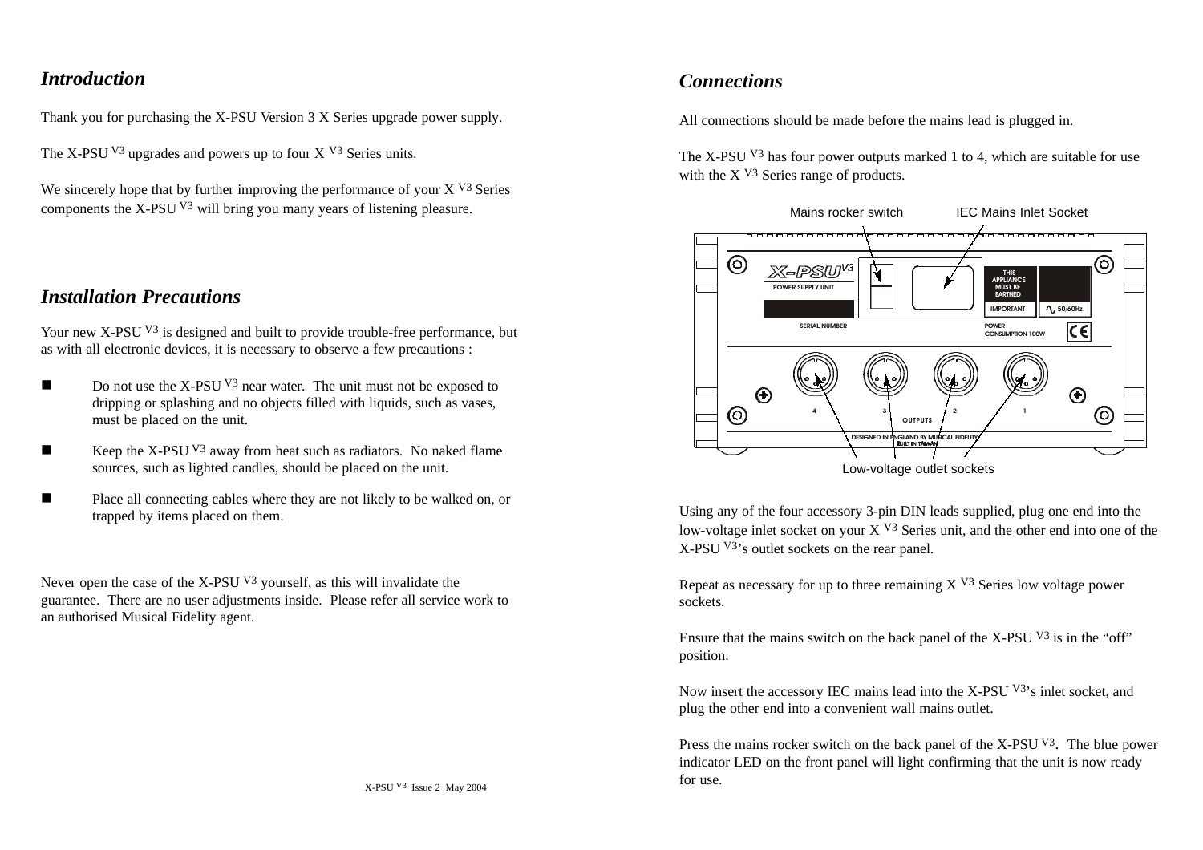## *Introduction*

Thank you for purchasing the X-PSU Version 3 X Series upgrade power supply.

The X-PSU V3 upgrades and powers up to four X V3 Series units.

We sincerely hope that by further improving the performance of your X V3 Series components the X-PSU V3 will bring you many years of listening pleasure.

## *Installation Precautions*

Your new X-PSU V3 is designed and built to provide trouble-free performance, but as with all electronic devices, it is necessary to observe a few precautions :

- Do not use the X-PSU V3 near water. The unit must not be exposed to dripping or splashing and no objects filled with liquids, such as vases, must be placed on the unit.
- Keep the X-PSU V3 away from heat such as radiators. No naked flame sources, such as lighted candles, should be placed on the unit.
- Place all connecting cables where they are not likely to be walked on, or trapped by items placed on them.

Never open the case of the X-PSU V3 yourself, as this will invalidate the guarantee. There are no user adjustments inside. Please refer all service work to an authorised Musical Fidelity agent.

X-PSU V3 Issue 2 May 2004

## *Connections*

All connections should be made before the mains lead is plugged in.

The X-PSU V3 has four power outputs marked 1 to 4, which are suitable for use with the X V3 Series range of products.

Mains rocker switch

IEC Mains Inlet Socket

X-PSU V3
POWER SUPPLY UNIT
SERIAL NUMBER
THIS APPLIANCE MUST BE EARTHED
IMPORTANT
50/60Hz
POWER CONSUMPTION 100W
4 3 2 1
OUTPUTS
DESIGNED IN ENGLAND BY MUSICAL FIDELITY
BUILT IN TAIWAN

Low-voltage outlet sockets

Using any of the four accessory 3-pin DIN leads supplied, plug one end into the low-voltage inlet socket on your X V3 Series unit, and the other end into one of the X-PSU V3's outlet sockets on the rear panel.

Repeat as necessary for up to three remaining X V3 Series low voltage power sockets.

Ensure that the mains switch on the back panel of the X-PSU V3 is in the "off" position.

Now insert the accessory IEC mains lead into the X-PSU V3's inlet socket, and plug the other end into a convenient wall mains outlet.

Press the mains rocker switch on the back panel of the X-PSU V3. The blue power indicator LED on the front panel will light confirming that the unit is now ready for use.